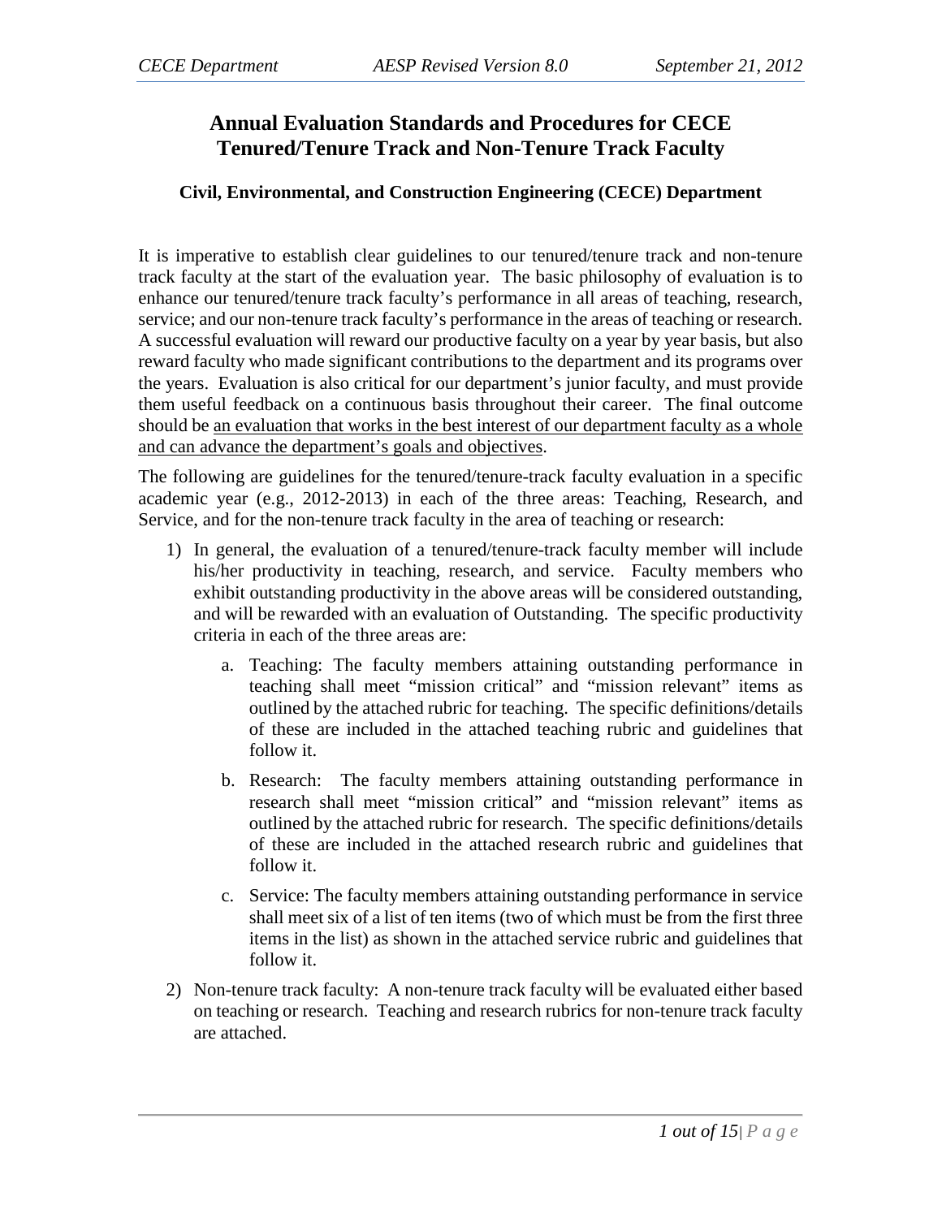# Annual Evaluation Standards and Procedures for CECE Tenured/Tenure Track and Non-Tenure Track Faculty

### Civil, Environmental, and Construction Engineering (CECE) Department

It is imperative to establish clear guidelines to our tenured/tenure track and non-tenure track faculty at the start of the evaluation year. The basic philosophy of evaluation is to enhance our tenured/tenure track faculty's performance in all areas of teaching, research, service; and our non-tenure track faculty's performance in the areas of teaching or research. A successful evaluation will reward our productive faculty on a year by year basis, but also reward faculty who made significant contributions to the department and its programs over the years. Evaluation is also critical for our department's junior faculty, and must provide them useful feedback on a continuous basis throughout their career. The final outcome should be <u>an evaluation that works in the best interest of our department faculty as a whole and can advance the department's goals and objectives</u>.

The following are guidelines for the tenured/tenure-track faculty evaluation in a specific academic year (e.g., 2012-2013) in each of the three areas: Teaching, Research, and Service, and for the non-tenure track faculty in the area of teaching or research:

1) In general, the evaluation of a tenured/tenure-track faculty member will include his/her productivity in teaching, research, and service. Faculty members who exhibit outstanding productivity in the above areas will be considered outstanding, and will be rewarded with an evaluation of Outstanding. The specific productivity criteria in each of the three areas are:

   a. Teaching: The faculty members attaining outstanding performance in teaching shall meet "mission critical" and "mission relevant" items as outlined by the attached rubric for teaching. The specific definitions/details of these are included in the attached teaching rubric and guidelines that follow it.

   b. Research: The faculty members attaining outstanding performance in research shall meet "mission critical" and "mission relevant" items as outlined by the attached rubric for research. The specific definitions/details of these are included in the attached research rubric and guidelines that follow it.

   c. Service: The faculty members attaining outstanding performance in service shall meet six of a list of ten items (two of which must be from the first three items in the list) as shown in the attached service rubric and guidelines that follow it.

2) Non-tenure track faculty: A non-tenure track faculty will be evaluated either based on teaching or research. Teaching and research rubrics for non-tenure track faculty are attached.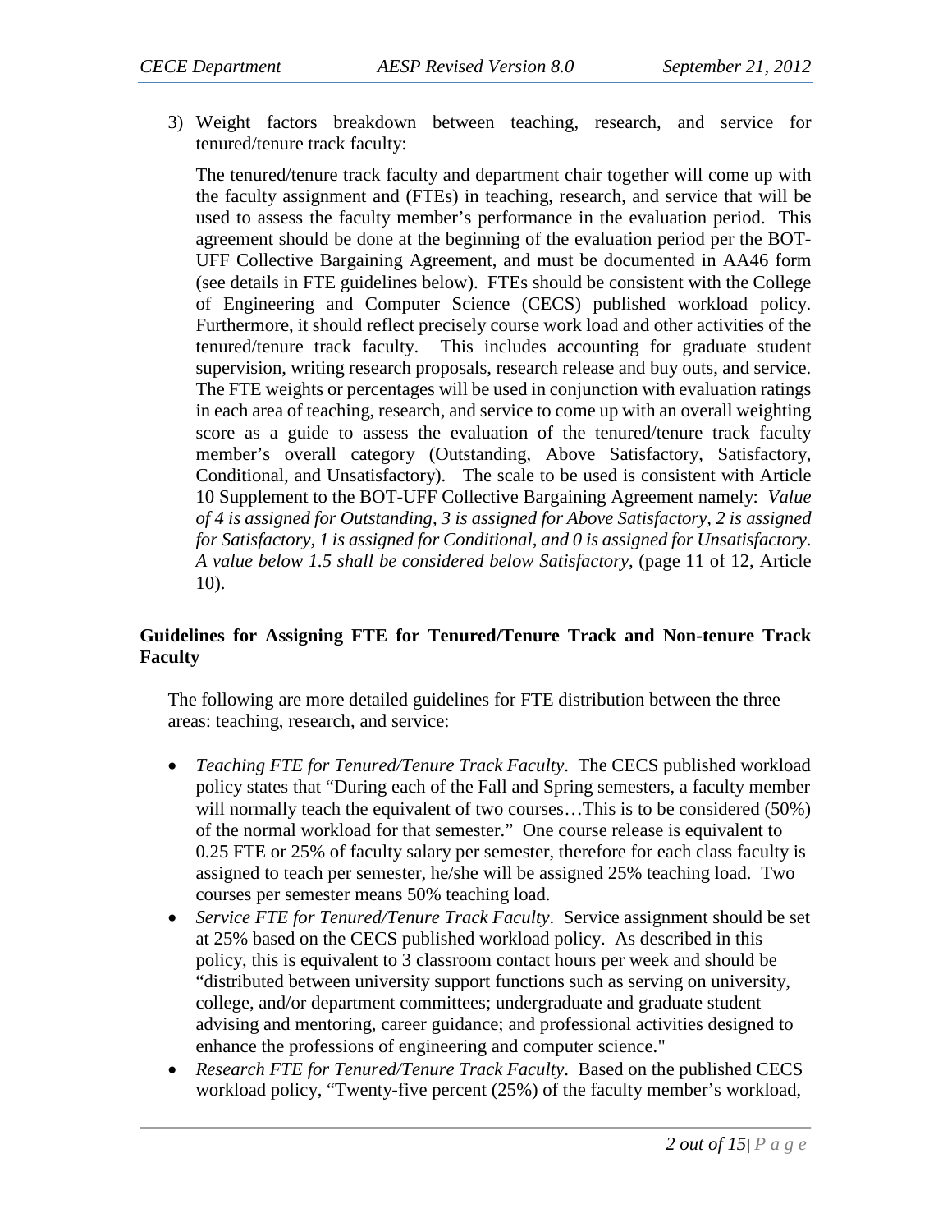3) Weight factors breakdown between teaching, research, and service for tenured/tenure track faculty:

   The tenured/tenure track faculty and department chair together will come up with the faculty assignment and (FTEs) in teaching, research, and service that will be used to assess the faculty member's performance in the evaluation period. This agreement should be done at the beginning of the evaluation period per the BOT-UFF Collective Bargaining Agreement, and must be documented in AA46 form (see details in FTE guidelines below). FTEs should be consistent with the College of Engineering and Computer Science (CECS) published workload policy. Furthermore, it should reflect precisely course work load and other activities of the tenured/tenure track faculty. This includes accounting for graduate student supervision, writing research proposals, research release and buy outs, and service. The FTE weights or percentages will be used in conjunction with evaluation ratings in each area of teaching, research, and service to come up with an overall weighting score as a guide to assess the evaluation of the tenured/tenure track faculty member's overall category (Outstanding, Above Satisfactory, Satisfactory, Conditional, and Unsatisfactory). The scale to be used is consistent with Article 10 Supplement to the BOT-UFF Collective Bargaining Agreement namely: *Value of 4 is assigned for Outstanding, 3 is assigned for Above Satisfactory, 2 is assigned for Satisfactory, 1 is assigned for Conditional, and 0 is assigned for Unsatisfactory. A value below 1.5 shall be considered below Satisfactory*, (page 11 of 12, Article 10).

**Guidelines for Assigning FTE for Tenured/Tenure Track and Non-tenure Track Faculty**

The following are more detailed guidelines for FTE distribution between the three areas: teaching, research, and service:

- *Teaching FTE for Tenured/Tenure Track Faculty*. The CECS published workload policy states that "During each of the Fall and Spring semesters, a faculty member will normally teach the equivalent of two courses…This is to be considered (50%) of the normal workload for that semester." One course release is equivalent to 0.25 FTE or 25% of faculty salary per semester, therefore for each class faculty is assigned to teach per semester, he/she will be assigned 25% teaching load. Two courses per semester means 50% teaching load.
- *Service FTE for Tenured/Tenure Track Faculty*. Service assignment should be set at 25% based on the CECS published workload policy. As described in this policy, this is equivalent to 3 classroom contact hours per week and should be "distributed between university support functions such as serving on university, college, and/or department committees; undergraduate and graduate student advising and mentoring, career guidance; and professional activities designed to enhance the professions of engineering and computer science."
- *Research FTE for Tenured/Tenure Track Faculty*. Based on the published CECS workload policy, "Twenty-five percent (25%) of the faculty member's workload,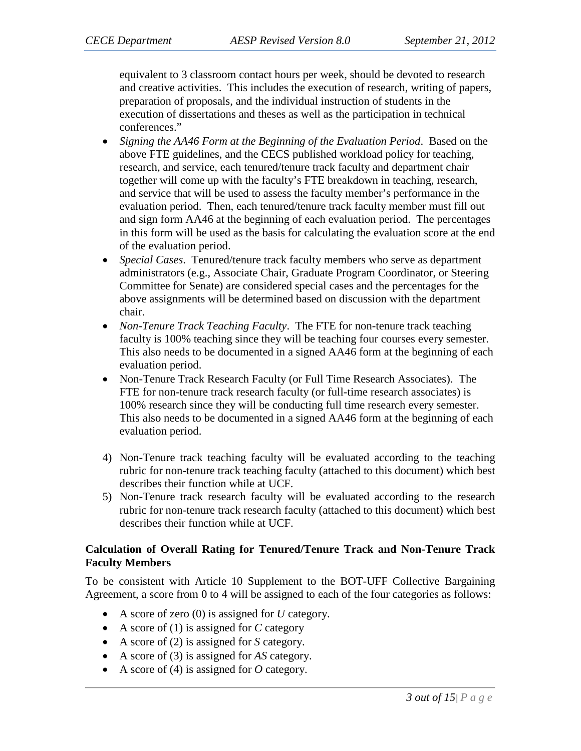equivalent to 3 classroom contact hours per week, should be devoted to research and creative activities. This includes the execution of research, writing of papers, preparation of proposals, and the individual instruction of students in the execution of dissertations and theses as well as the participation in technical conferences."

- *Signing the AA46 Form at the Beginning of the Evaluation Period*. Based on the above FTE guidelines, and the CECS published workload policy for teaching, research, and service, each tenured/tenure track faculty and department chair together will come up with the faculty's FTE breakdown in teaching, research, and service that will be used to assess the faculty member's performance in the evaluation period. Then, each tenured/tenure track faculty member must fill out and sign form AA46 at the beginning of each evaluation period. The percentages in this form will be used as the basis for calculating the evaluation score at the end of the evaluation period.
- *Special Cases*. Tenured/tenure track faculty members who serve as department administrators (e.g., Associate Chair, Graduate Program Coordinator, or Steering Committee for Senate) are considered special cases and the percentages for the above assignments will be determined based on discussion with the department chair.
- *Non-Tenure Track Teaching Faculty*. The FTE for non-tenure track teaching faculty is 100% teaching since they will be teaching four courses every semester. This also needs to be documented in a signed AA46 form at the beginning of each evaluation period.
- Non-Tenure Track Research Faculty (or Full Time Research Associates). The FTE for non-tenure track research faculty (or full-time research associates) is 100% research since they will be conducting full time research every semester. This also needs to be documented in a signed AA46 form at the beginning of each evaluation period.

4) Non-Tenure track teaching faculty will be evaluated according to the teaching rubric for non-tenure track teaching faculty (attached to this document) which best describes their function while at UCF.
5) Non-Tenure track research faculty will be evaluated according to the research rubric for non-tenure track research faculty (attached to this document) which best describes their function while at UCF.

**Calculation of Overall Rating for Tenured/Tenure Track and Non-Tenure Track Faculty Members**

To be consistent with Article 10 Supplement to the BOT-UFF Collective Bargaining Agreement, a score from 0 to 4 will be assigned to each of the four categories as follows:

- A score of zero (0) is assigned for *U* category.
- A score of (1) is assigned for *C* category
- A score of (2) is assigned for *S* category.
- A score of (3) is assigned for *AS* category.
- A score of (4) is assigned for *O* category.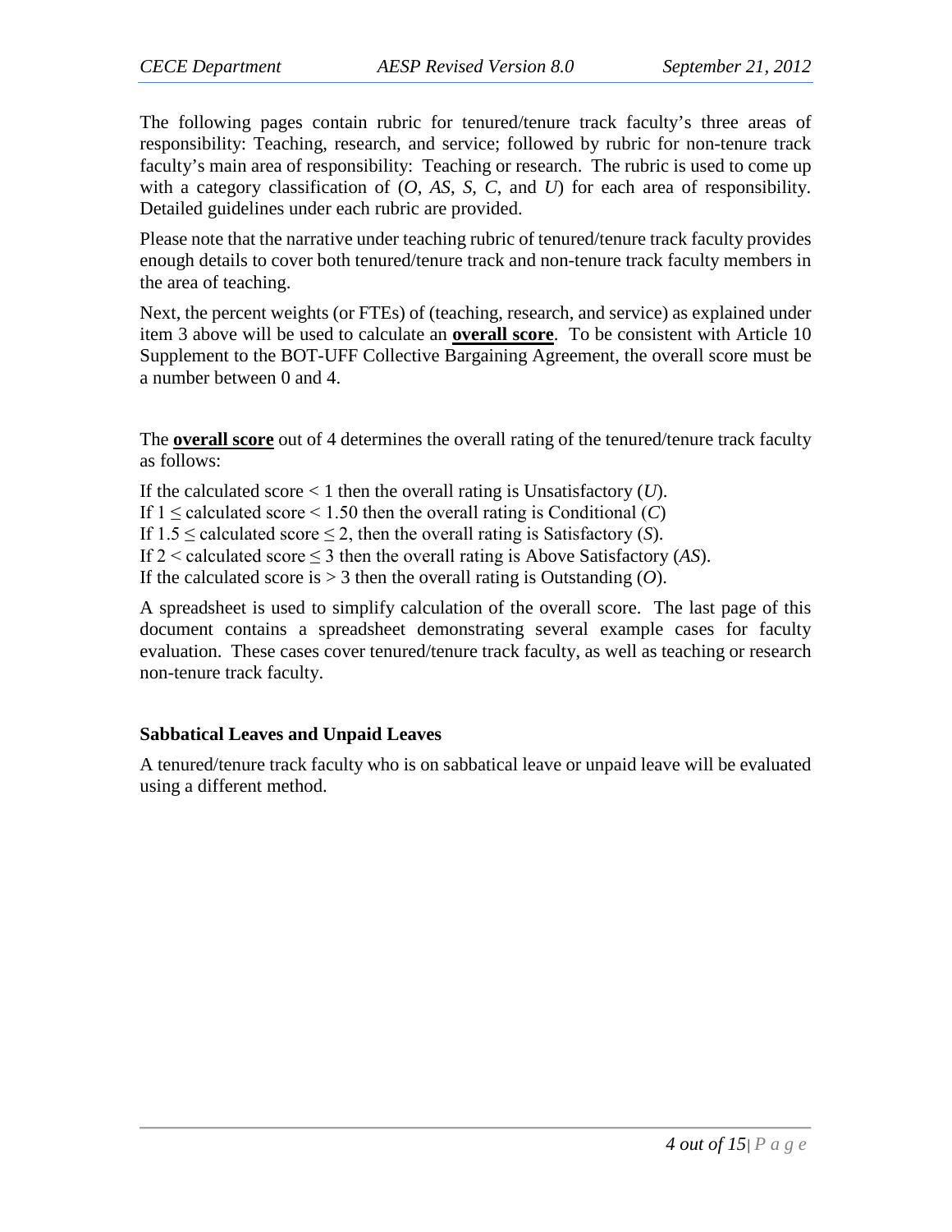The following pages contain rubric for tenured/tenure track faculty's three areas of responsibility: Teaching, research, and service; followed by rubric for non-tenure track faculty's main area of responsibility: Teaching or research. The rubric is used to come up with a category classification of (*O*, *AS*, *S*, *C*, and *U*) for each area of responsibility. Detailed guidelines under each rubric are provided.

Please note that the narrative under teaching rubric of tenured/tenure track faculty provides enough details to cover both tenured/tenure track and non-tenure track faculty members in the area of teaching.

Next, the percent weights (or FTEs) of (teaching, research, and service) as explained under item 3 above will be used to calculate an **overall score**. To be consistent with Article 10 Supplement to the BOT-UFF Collective Bargaining Agreement, the overall score must be a number between 0 and 4.

The **overall score** out of 4 determines the overall rating of the tenured/tenure track faculty as follows:

If the calculated score $< 1$ then the overall rating is Unsatisfactory (*U*).
If $1 \leq$ calculated score $< 1.50$ then the overall rating is Conditional (*C*)
If $1.5 \leq$ calculated score $\leq 2$, then the overall rating is Satisfactory (*S*).
If $2 <$ calculated score $\leq 3$ then the overall rating is Above Satisfactory (*AS*).
If the calculated score is $> 3$ then the overall rating is Outstanding (*O*).

A spreadsheet is used to simplify calculation of the overall score. The last page of this document contains a spreadsheet demonstrating several example cases for faculty evaluation. These cases cover tenured/tenure track faculty, as well as teaching or research non-tenure track faculty.

### Sabbatical Leaves and Unpaid Leaves

A tenured/tenure track faculty who is on sabbatical leave or unpaid leave will be evaluated using a different method.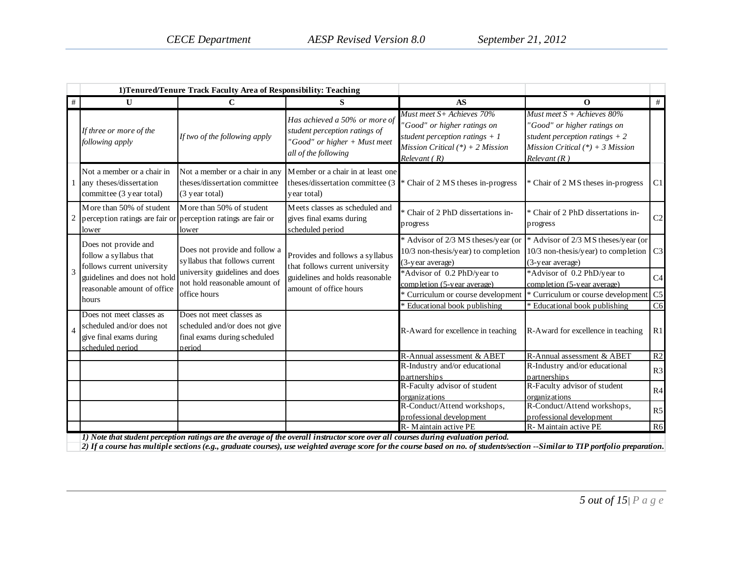| # | U | C | S | AS | O | # |
|---|---|---|---|---|---|---|
| | **1)Tenured/Tenure Track Faculty Area of Responsibility: Teaching** | | | | | |
| | *If three or more of the following apply* | *If two of the following apply* | *Has achieved a 50% or more of student perception ratings of "Good" or higher + Must meet all of the following* | *Must meet S+ Achieves 70% "Good" or higher ratings on student perception ratings + 1 Mission Critical (*) + 2 Mission Relevant ( R)* | *Must meet S + Achieves 80% "Good" or higher ratings on student perception ratings + 2 Mission Critical (*) + 3 Mission Relevant (R )* | |
| 1 | Not a member or a chair in any theses/dissertation committee (3 year total) | Not a member or a chair in any theses/dissertation committee (3 year total) | Member or a chair in at least one theses/dissertation committee (3 year total) | * Chair of 2 MS theses in-progress | * Chair of 2 MS theses in-progress | C1 |
| 2 | More than 50% of student perception ratings are fair or lower | More than 50% of student perception ratings are fair or lower | Meets classes as scheduled and gives final exams during scheduled period | * Chair of 2 PhD dissertations in-progress | * Chair of 2 PhD dissertations in-progress | C2 |
| 3 | Does not provide and follow a syllabus that follows current university guidelines and does not hold reasonable amount of office hours | Does not provide and follow a syllabus that follows current university guidelines and does not hold reasonable amount of office hours | Provides and follows a syllabus that follows current university guidelines and holds reasonable amount of office hours | * Advisor of 2/3 MS theses/year (or 10/3 non-thesis/year) to completion (3-year average) | * Advisor of 2/3 MS theses/year (or 10/3 non-thesis/year) to completion (3-year average) | C3 |
| | | | | *Advisor of 0.2 PhD/year to completion (5-year average) | *Advisor of 0.2 PhD/year to completion (5-year average) | C4 |
| | | | | * Curriculum or course development | * Curriculum or course development | C5 |
| | | | | * Educational book publishing | * Educational book publishing | C6 |
| 4 | Does not meet classes as scheduled and/or does not give final exams during scheduled period | Does not meet classes as scheduled and/or does not give final exams during scheduled period | | R-Award for excellence in teaching | R-Award for excellence in teaching | R1 |
| | | | | R-Annual assessment & ABET | R-Annual assessment & ABET | R2 |
| | | | | R-Industry and/or educational partnerships | R-Industry and/or educational partnerships | R3 |
| | | | | R-Faculty advisor of student organizations | R-Faculty advisor of student organizations | R4 |
| | | | | R-Conduct/Attend workshops, professional development | R-Conduct/Attend workshops, professional development | R5 |
| | | | | R- Maintain active PE | R- Maintain active PE | R6 |

***1) Note that student perception ratings are the average of the overall instructor score over all courses during evaluation period.***

***2) If a course has multiple sections (e.g., graduate courses), use weighted average score for the course based on no. of students/section --Similar to TIP portfolio preparation.***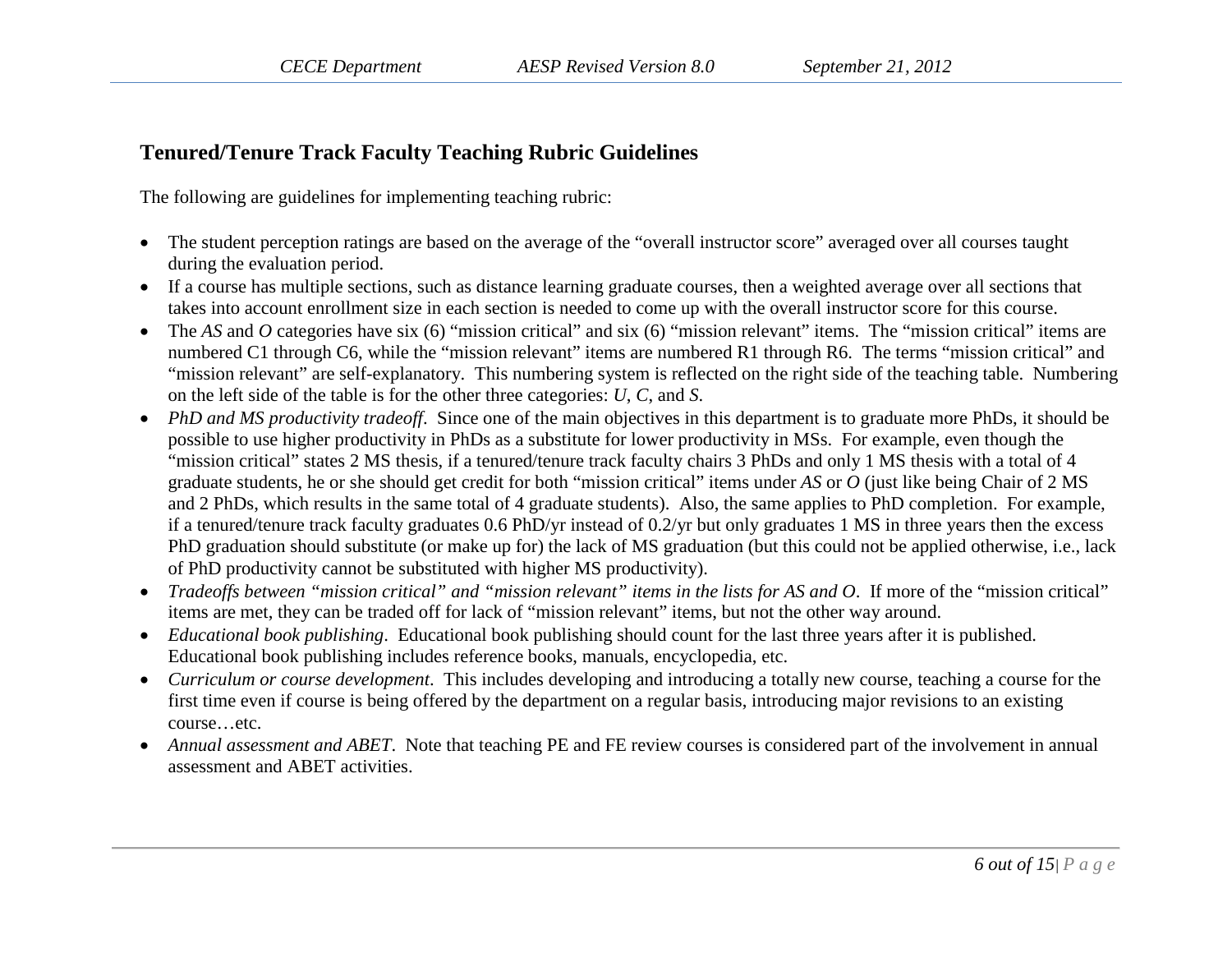## Tenured/Tenure Track Faculty Teaching Rubric Guidelines

The following are guidelines for implementing teaching rubric:

- The student perception ratings are based on the average of the "overall instructor score" averaged over all courses taught during the evaluation period.
- If a course has multiple sections, such as distance learning graduate courses, then a weighted average over all sections that takes into account enrollment size in each section is needed to come up with the overall instructor score for this course.
- The *AS* and *O* categories have six (6) "mission critical" and six (6) "mission relevant" items. The "mission critical" items are numbered C1 through C6, while the "mission relevant" items are numbered R1 through R6. The terms "mission critical" and "mission relevant" are self-explanatory. This numbering system is reflected on the right side of the teaching table. Numbering on the left side of the table is for the other three categories: *U*, *C*, and *S*.
- *PhD and MS productivity tradeoff*. Since one of the main objectives in this department is to graduate more PhDs, it should be possible to use higher productivity in PhDs as a substitute for lower productivity in MSs. For example, even though the "mission critical" states 2 MS thesis, if a tenured/tenure track faculty chairs 3 PhDs and only 1 MS thesis with a total of 4 graduate students, he or she should get credit for both "mission critical" items under *AS* or *O* (just like being Chair of 2 MS and 2 PhDs, which results in the same total of 4 graduate students). Also, the same applies to PhD completion. For example, if a tenured/tenure track faculty graduates 0.6 PhD/yr instead of 0.2/yr but only graduates 1 MS in three years then the excess PhD graduation should substitute (or make up for) the lack of MS graduation (but this could not be applied otherwise, i.e., lack of PhD productivity cannot be substituted with higher MS productivity).
- *Tradeoffs between "mission critical" and "mission relevant" items in the lists for AS and O*. If more of the "mission critical" items are met, they can be traded off for lack of "mission relevant" items, but not the other way around.
- *Educational book publishing*. Educational book publishing should count for the last three years after it is published. Educational book publishing includes reference books, manuals, encyclopedia, etc.
- *Curriculum or course development*. This includes developing and introducing a totally new course, teaching a course for the first time even if course is being offered by the department on a regular basis, introducing major revisions to an existing course…etc.
- *Annual assessment and ABET*. Note that teaching PE and FE review courses is considered part of the involvement in annual assessment and ABET activities.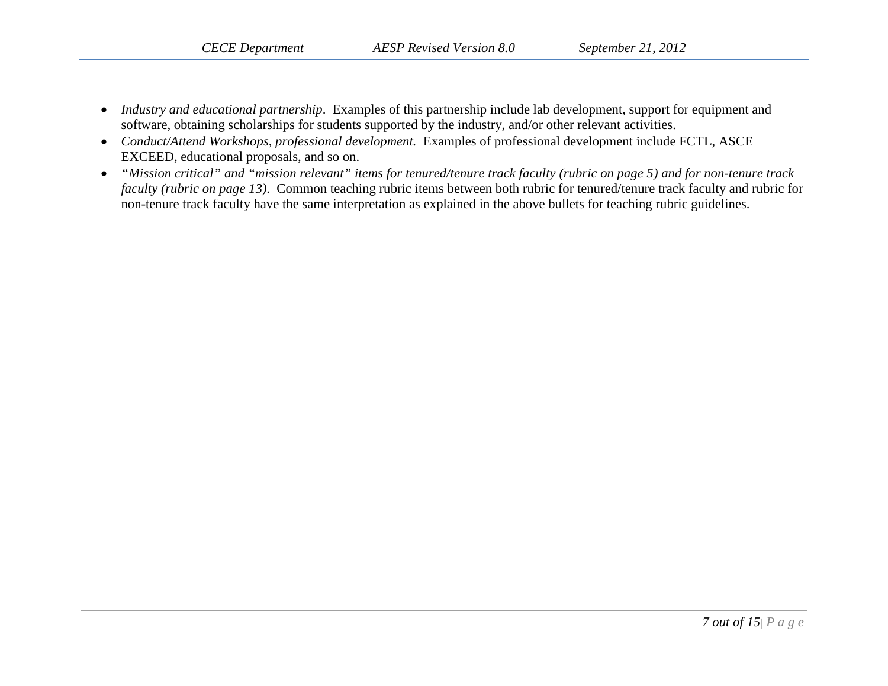- *Industry and educational partnership*. Examples of this partnership include lab development, support for equipment and software, obtaining scholarships for students supported by the industry, and/or other relevant activities.
- *Conduct/Attend Workshops, professional development.* Examples of professional development include FCTL, ASCE EXCEED, educational proposals, and so on.
- *"Mission critical" and "mission relevant" items for tenured/tenure track faculty (rubric on page 5) and for non-tenure track faculty (rubric on page 13).* Common teaching rubric items between both rubric for tenured/tenure track faculty and rubric for non-tenure track faculty have the same interpretation as explained in the above bullets for teaching rubric guidelines.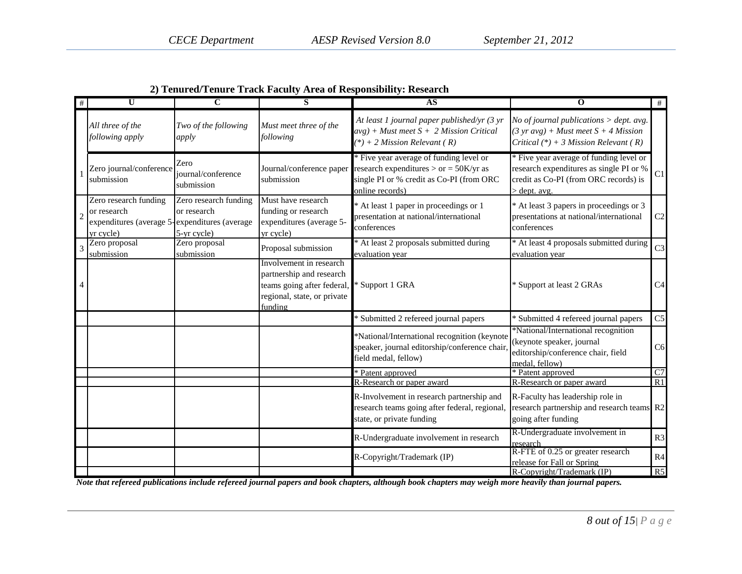**2) Tenured/Tenure Track Faculty Area of Responsibility: Research**

| # | U | C | S | AS | O | # |
|---|---|---|---|---|---|---|
| | *All three of the following apply* | *Two of the following apply* | *Must meet three of the following* | *At least 1 journal paper published/yr (3 yr avg) + Must meet S + 2 Mission Critical (*) + 2 Mission Relevant ( R)* | *No of journal publications > dept. avg. (3 yr avg) + Must meet S + 4 Mission Critical (*) + 3 Mission Relevant ( R)* | |
| 1 | Zero journal/conference submission | Zero journal/conference submission | Journal/conference paper submission | * Five year average of funding level or research expenditures > or = 50K/yr as single PI or % credit as Co-PI (from ORC online records) | * Five year average of funding level or research expenditures as single PI or % credit as Co-PI (from ORC records) is > dept. avg. | C1 |
| 2 | Zero research funding or research expenditures (average 5-yr cycle) | Zero research funding or research expenditures (average 5-yr cycle) | Must have research funding or research expenditures (average 5-yr cycle) | * At least 1 paper in proceedings or 1 presentation at national/international conferences | * At least 3 papers in proceedings or 3 presentations at national/international conferences | C2 |
| 3 | Zero proposal submission | Zero proposal submission | Proposal submission | * At least 2 proposals submitted during evaluation year | * At least 4 proposals submitted during evaluation year | C3 |
| 4 | | | Involvement in research partnership and research teams going after federal, regional, state, or private funding | * Support 1 GRA | * Support at least 2 GRAs | C4 |
| | | | | * Submitted 2 refereed journal papers | * Submitted 4 refereed journal papers | C5 |
| | | | | *National/International recognition (keynote speaker, journal editorship/conference chair, field medal, fellow) | *National/International recognition (keynote speaker, journal editorship/conference chair, field medal, fellow) | C6 |
| | | | | * Patent approved | * Patent approved | C7 |
| | | | | R-Research or paper award | R-Research or paper award | R1 |
| | | | | R-Involvement in research partnership and research teams going after federal, regional, state, or private funding | R-Faculty has leadership role in research partnership and research teams going after funding | R2 |
| | | | | R-Undergraduate involvement in research | R-Undergraduate involvement in research | R3 |
| | | | | R-Copyright/Trademark (IP) | R-FTE of 0.25 or greater research release for Fall or Spring | R4 |
| | | | | | R-Copyright/Trademark (IP) | R5 |

***Note that refereed publications include refereed journal papers and book chapters, although book chapters may weigh more heavily than journal papers.***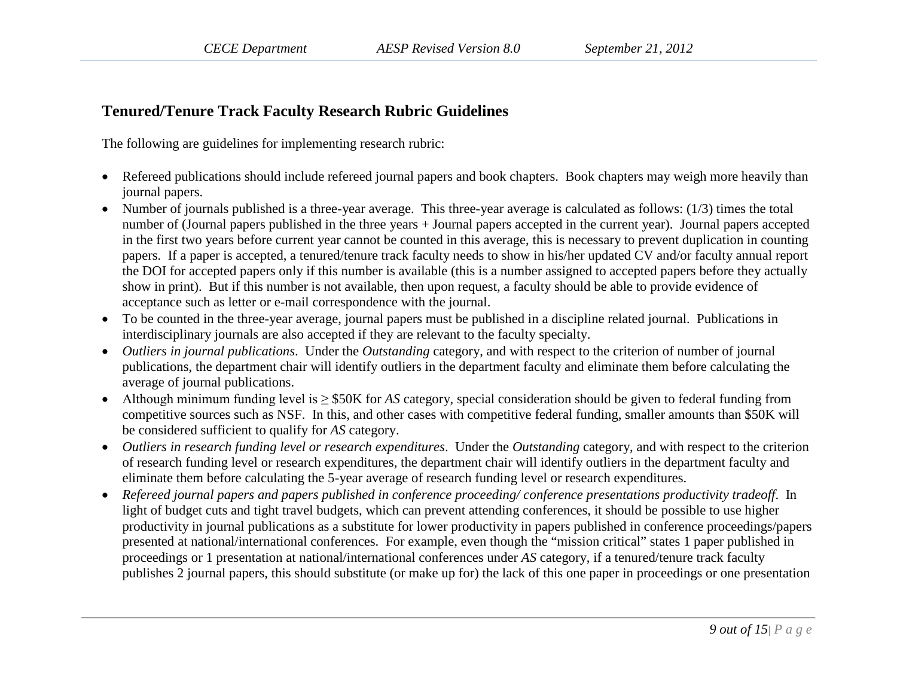## Tenured/Tenure Track Faculty Research Rubric Guidelines

The following are guidelines for implementing research rubric:

- Refereed publications should include refereed journal papers and book chapters. Book chapters may weigh more heavily than journal papers.
- Number of journals published is a three-year average. This three-year average is calculated as follows: (1/3) times the total number of (Journal papers published in the three years + Journal papers accepted in the current year). Journal papers accepted in the first two years before current year cannot be counted in this average, this is necessary to prevent duplication in counting papers. If a paper is accepted, a tenured/tenure track faculty needs to show in his/her updated CV and/or faculty annual report the DOI for accepted papers only if this number is available (this is a number assigned to accepted papers before they actually show in print). But if this number is not available, then upon request, a faculty should be able to provide evidence of acceptance such as letter or e-mail correspondence with the journal.
- To be counted in the three-year average, journal papers must be published in a discipline related journal. Publications in interdisciplinary journals are also accepted if they are relevant to the faculty specialty.
- *Outliers in journal publications*. Under the *Outstanding* category, and with respect to the criterion of number of journal publications, the department chair will identify outliers in the department faculty and eliminate them before calculating the average of journal publications.
- Although minimum funding level is ≥ $50K for *AS* category, special consideration should be given to federal funding from competitive sources such as NSF. In this, and other cases with competitive federal funding, smaller amounts than $50K will be considered sufficient to qualify for *AS* category.
- *Outliers in research funding level or research expenditures*. Under the *Outstanding* category, and with respect to the criterion of research funding level or research expenditures, the department chair will identify outliers in the department faculty and eliminate them before calculating the 5-year average of research funding level or research expenditures.
- *Refereed journal papers and papers published in conference proceeding/ conference presentations productivity tradeoff*. In light of budget cuts and tight travel budgets, which can prevent attending conferences, it should be possible to use higher productivity in journal publications as a substitute for lower productivity in papers published in conference proceedings/papers presented at national/international conferences. For example, even though the "mission critical" states 1 paper published in proceedings or 1 presentation at national/international conferences under *AS* category, if a tenured/tenure track faculty publishes 2 journal papers, this should substitute (or make up for) the lack of this one paper in proceedings or one presentation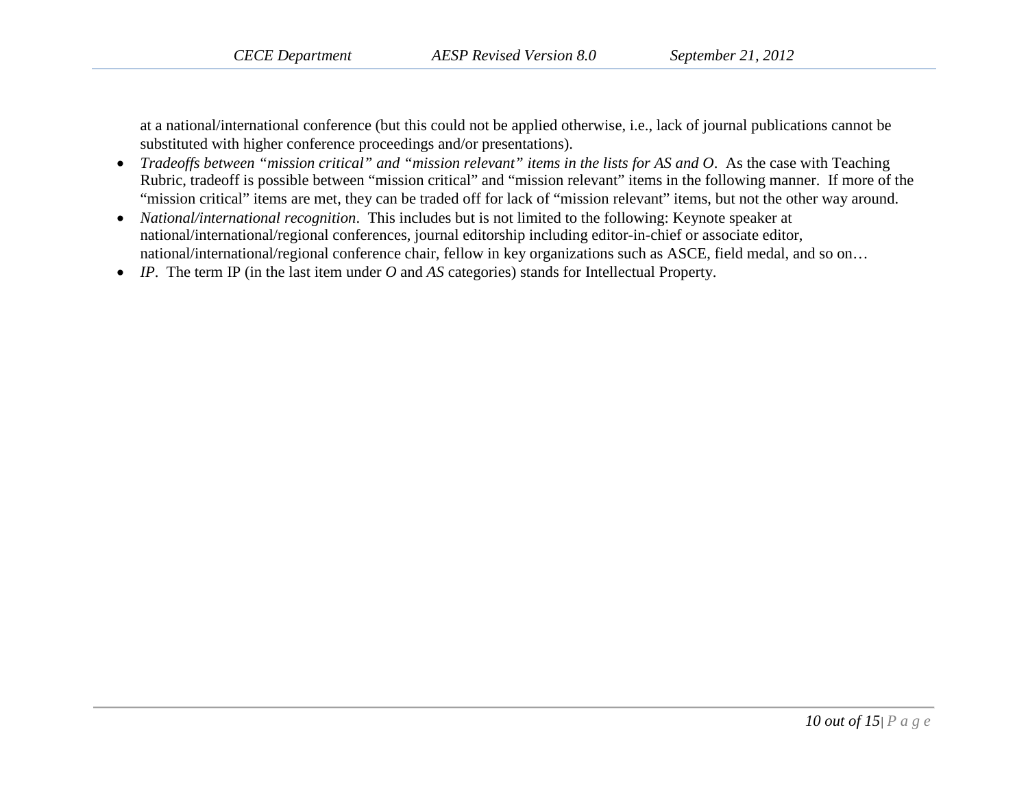at a national/international conference (but this could not be applied otherwise, i.e., lack of journal publications cannot be substituted with higher conference proceedings and/or presentations).

- *Tradeoffs between "mission critical" and "mission relevant" items in the lists for AS and O*. As the case with Teaching Rubric, tradeoff is possible between "mission critical" and "mission relevant" items in the following manner. If more of the "mission critical" items are met, they can be traded off for lack of "mission relevant" items, but not the other way around.
- *National/international recognition*. This includes but is not limited to the following: Keynote speaker at national/international/regional conferences, journal editorship including editor-in-chief or associate editor, national/international/regional conference chair, fellow in key organizations such as ASCE, field medal, and so on…
- *IP*. The term IP (in the last item under *O* and *AS* categories) stands for Intellectual Property.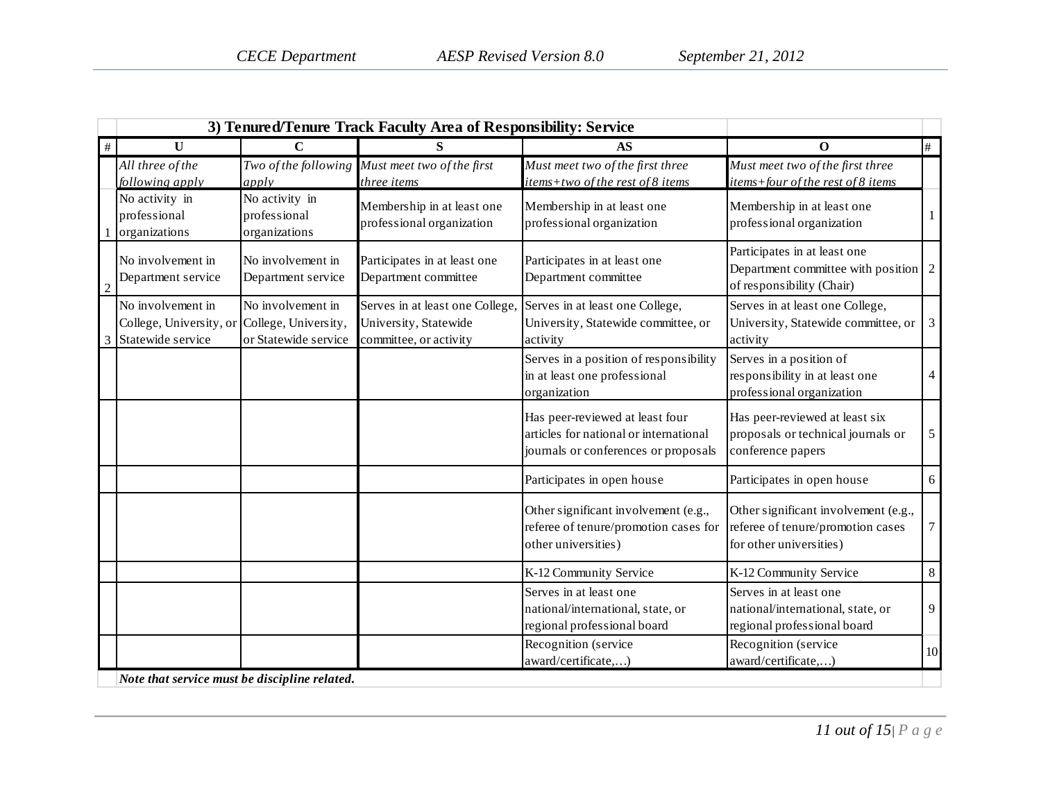| # | 3) Tenured/Tenure Track Faculty Area of Responsibility: Service | | | | | # |
|---|---|---|---|---|---|---|
| # | U | C | S | AS | O | # |
| | *All three of the following apply* | *Two of the following apply* | *Must meet two of the first three items* | *Must meet two of the first three items+two of the rest of 8 items* | *Must meet two of the first three items+four of the rest of 8 items* | |
| 1 | No activity in professional organizations | No activity in professional organizations | Membership in at least one professional organization | Membership in at least one professional organization | Membership in at least one professional organization | 1 |
| 2 | No involvement in Department service | No involvement in Department service | Participates in at least one Department committee | Participates in at least one Department committee | Participates in at least one Department committee with position of responsibility (Chair) | 2 |
| 3 | No involvement in College, University, or Statewide service | No involvement in College, University, or Statewide service | Serves in at least one College, University, Statewide committee, or activity | Serves in at least one College, University, Statewide committee, or activity | Serves in at least one College, University, Statewide committee, or activity | 3 |
| | | | | Serves in a position of responsibility in at least one professional organization | Serves in a position of responsibility in at least one professional organization | 4 |
| | | | | Has peer-reviewed at least four articles for national or international journals or conferences or proposals | Has peer-reviewed at least six proposals or technical journals or conference papers | 5 |
| | | | | Participates in open house | Participates in open house | 6 |
| | | | | Other significant involvement (e.g., referee of tenure/promotion cases for other universities) | Other significant involvement (e.g., referee of tenure/promotion cases for other universities) | 7 |
| | | | | K-12 Community Service | K-12 Community Service | 8 |
| | | | | Serves in at least one national/international, state, or regional professional board | Serves in at least one national/international, state, or regional professional board | 9 |
| | | | | Recognition (service award/certificate,…) | Recognition (service award/certificate,…) | 10 |

***Note that service must be discipline related.***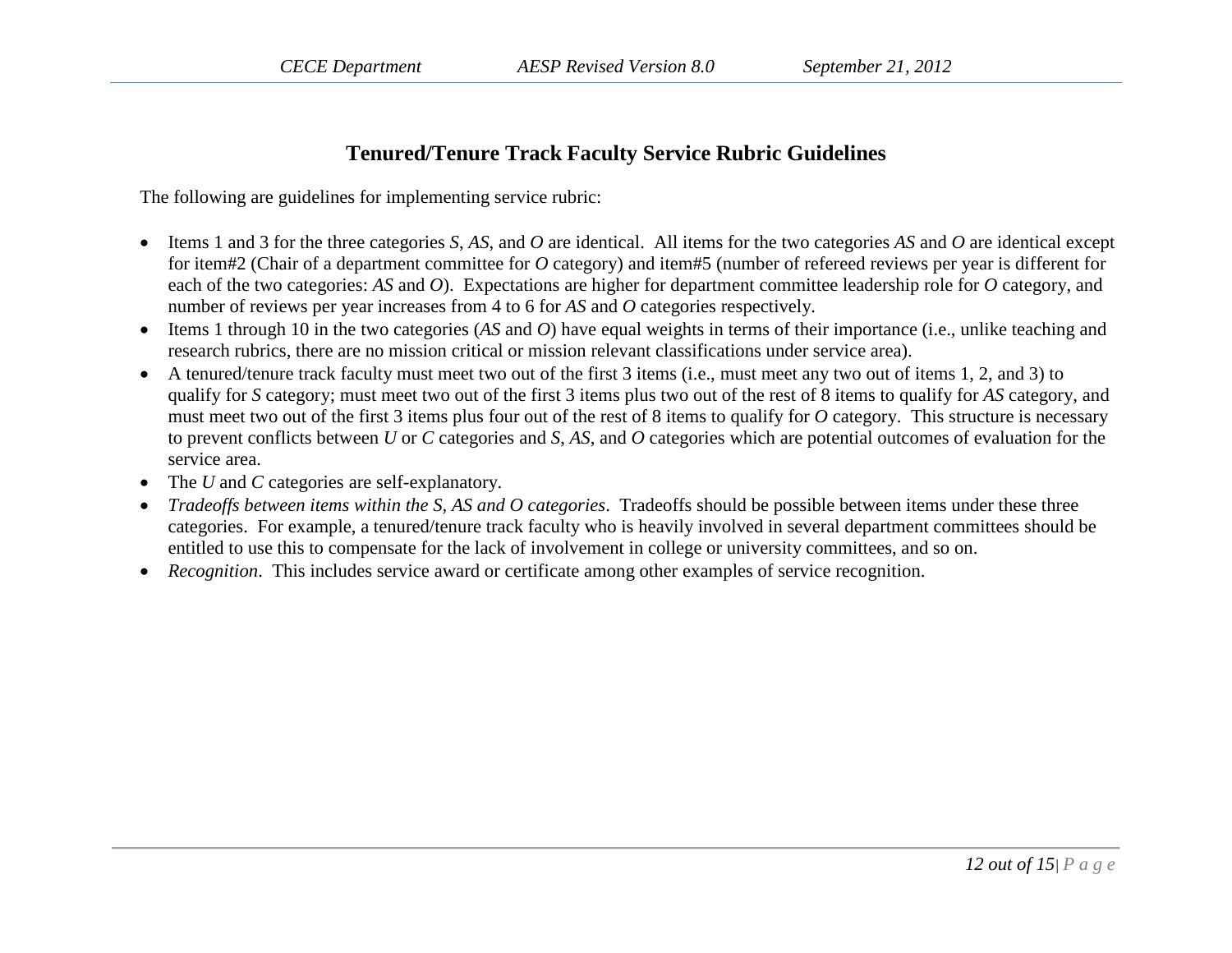## Tenured/Tenure Track Faculty Service Rubric Guidelines

The following are guidelines for implementing service rubric:

- Items 1 and 3 for the three categories *S*, *AS*, and *O* are identical. All items for the two categories *AS* and *O* are identical except for item#2 (Chair of a department committee for *O* category) and item#5 (number of refereed reviews per year is different for each of the two categories: *AS* and *O*). Expectations are higher for department committee leadership role for *O* category, and number of reviews per year increases from 4 to 6 for *AS* and *O* categories respectively.
- Items 1 through 10 in the two categories (*AS* and *O*) have equal weights in terms of their importance (i.e., unlike teaching and research rubrics, there are no mission critical or mission relevant classifications under service area).
- A tenured/tenure track faculty must meet two out of the first 3 items (i.e., must meet any two out of items 1, 2, and 3) to qualify for *S* category; must meet two out of the first 3 items plus two out of the rest of 8 items to qualify for *AS* category, and must meet two out of the first 3 items plus four out of the rest of 8 items to qualify for *O* category. This structure is necessary to prevent conflicts between *U* or *C* categories and *S*, *AS*, and *O* categories which are potential outcomes of evaluation for the service area.
- The *U* and *C* categories are self-explanatory.
- *Tradeoffs between items within the S, AS and O categories*. Tradeoffs should be possible between items under these three categories. For example, a tenured/tenure track faculty who is heavily involved in several department committees should be entitled to use this to compensate for the lack of involvement in college or university committees, and so on.
- *Recognition*. This includes service award or certificate among other examples of service recognition.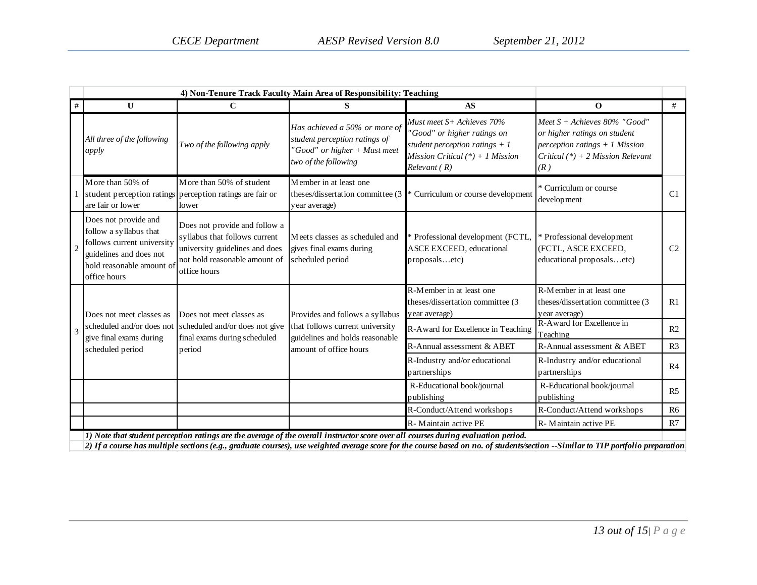| # | U | C | S | AS | O | # |
|---|---|---|---|---|---|---|
| | **4) Non-Tenure Track Faculty Main Area of Responsibility: Teaching** | | | | | |
| | *All three of the following apply* | *Two of the following apply* | *Has achieved a 50% or more of student perception ratings of "Good" or higher + Must meet two of the following* | *Must meet S+ Achieves 70% "Good" or higher ratings on student perception ratings + 1 Mission Critical (*) + 1 Mission Relevant ( R)* | *Meet S + Achieves 80% "Good" or higher ratings on student perception ratings + 1 Mission Critical (*) + 2 Mission Relevant (R )* | |
| 1 | More than 50% of student perception ratings are fair or lower | More than 50% of student perception ratings are fair or lower | Member in at least one theses/dissertation committee (3 year average) | * Curriculum or course development | * Curriculum or course development | C1 |
| 2 | Does not provide and follow a syllabus that follows current university guidelines and does not hold reasonable amount of office hours | Does not provide and follow a syllabus that follows current university guidelines and does not hold reasonable amount of office hours | Meets classes as scheduled and gives final exams during scheduled period | * Professional development (FCTL, ASCE EXCEED, educational proposals…etc) | * Professional development (FCTL, ASCE EXCEED, educational proposals…etc) | C2 |
| 3 | Does not meet classes as scheduled and/or does not give final exams during scheduled period | Does not meet classes as scheduled and/or does not give final exams during scheduled period | Provides and follows a syllabus that follows current university guidelines and holds reasonable amount of office hours | R-Member in at least one theses/dissertation committee (3 year average) | R-Member in at least one theses/dissertation committee (3 year average) | R1 |
| | | | | R-Award for Excellence in Teaching | R-Award for Excellence in Teaching | R2 |
| | | | | R-Annual assessment & ABET | R-Annual assessment & ABET | R3 |
| | | | | R-Industry and/or educational partnerships | R-Industry and/or educational partnerships | R4 |
| | | | | R-Educational book/journal publishing | R-Educational book/journal publishing | R5 |
| | | | | R-Conduct/Attend workshops | R-Conduct/Attend workshops | R6 |
| | | | | R- Maintain active PE | R- Maintain active PE | R7 |

***1) Note that student perception ratings are the average of the overall instructor score over all courses during evaluation period.***

***2) If a course has multiple sections (e.g., graduate courses), use weighted average score for the course based on no. of students/section --Similar to TIP portfolio preparation.***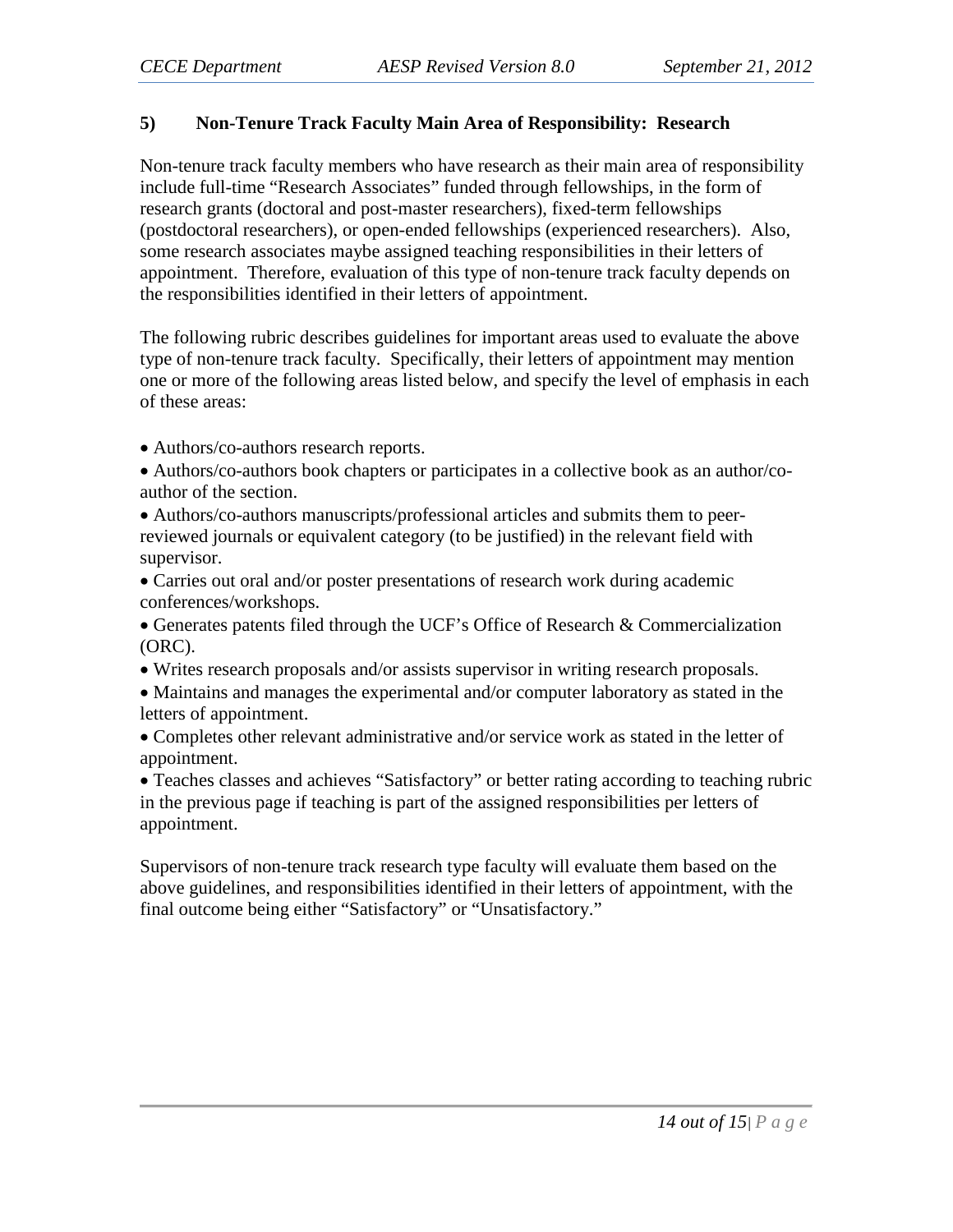### 5) Non-Tenure Track Faculty Main Area of Responsibility: Research

Non-tenure track faculty members who have research as their main area of responsibility include full-time "Research Associates" funded through fellowships, in the form of research grants (doctoral and post-master researchers), fixed-term fellowships (postdoctoral researchers), or open-ended fellowships (experienced researchers). Also, some research associates maybe assigned teaching responsibilities in their letters of appointment. Therefore, evaluation of this type of non-tenure track faculty depends on the responsibilities identified in their letters of appointment.

The following rubric describes guidelines for important areas used to evaluate the above type of non-tenure track faculty. Specifically, their letters of appointment may mention one or more of the following areas listed below, and specify the level of emphasis in each of these areas:

- Authors/co-authors research reports.
- Authors/co-authors book chapters or participates in a collective book as an author/co-author of the section.
- Authors/co-authors manuscripts/professional articles and submits them to peer-reviewed journals or equivalent category (to be justified) in the relevant field with supervisor.
- Carries out oral and/or poster presentations of research work during academic conferences/workshops.
- Generates patents filed through the UCF's Office of Research & Commercialization (ORC).
- Writes research proposals and/or assists supervisor in writing research proposals.
- Maintains and manages the experimental and/or computer laboratory as stated in the letters of appointment.
- Completes other relevant administrative and/or service work as stated in the letter of appointment.
- Teaches classes and achieves "Satisfactory" or better rating according to teaching rubric in the previous page if teaching is part of the assigned responsibilities per letters of appointment.

Supervisors of non-tenure track research type faculty will evaluate them based on the above guidelines, and responsibilities identified in their letters of appointment, with the final outcome being either "Satisfactory" or "Unsatisfactory."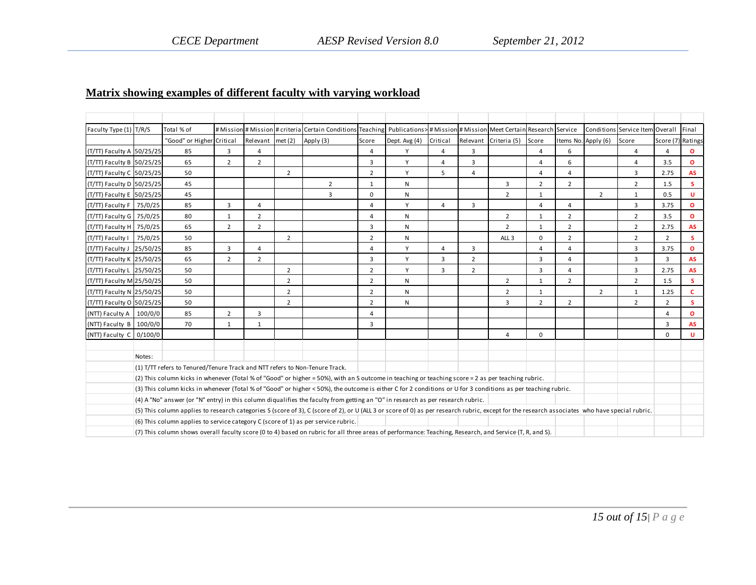| Faculty Type (1) | T/R/S | Total % of "Good" or Higher | # Mission Critical | # Mission Relevant | # criteria met (2) | Certain Conditions Apply (3) | Teaching Score | Publications> Dept. Avg (4) | # Mission Critical | # Mission Relevant | Meet Certain Criteria (5) | Research Score | Service Items No. | Conditions Apply (6) | Service Item Score | Overall Score (7) | Final Ratings |
|---|---|---|---|---|---|---|---|---|---|---|---|---|---|---|---|---|---|
| (T/TT) Faculty A | 50/25/25 | 85 | 3 | 4 | | | 4 | Y | 4 | 3 | | 4 | 6 | | 4 | 4 | O |
| (T/TT) Faculty B | 50/25/25 | 65 | 2 | 2 | | | 3 | Y | 4 | 3 | | 4 | 6 | | 4 | 3.5 | O |
| (T/TT) Faculty C | 50/25/25 | 50 | | | 2 | | 2 | Y | 5 | 4 | | 4 | 4 | | 3 | 2.75 | AS |
| (T/TT) Faculty D | 50/25/25 | 45 | | | | 2 | 1 | N | | | 3 | 2 | 2 | | 2 | 1.5 | S |
| (T/TT) Faculty E | 50/25/25 | 45 | | | | 3 | 0 | N | | | 2 | 1 | | 2 | 1 | 0.5 | U |
| (T/TT) Faculty F | 75/0/25 | 85 | 3 | 4 | | | 4 | Y | 4 | 3 | | 4 | 4 | | 3 | 3.75 | O |
| (T/TT) Faculty G | 75/0/25 | 80 | 1 | 2 | | | 4 | N | | | 2 | 1 | 2 | | 2 | 3.5 | O |
| (T/TT) Faculty H | 75/0/25 | 65 | 2 | 2 | | | 3 | N | | | 2 | 1 | 2 | | 2 | 2.75 | AS |
| (T/TT) Faculty I | 75/0/25 | 50 | | | 2 | | 2 | N | | | ALL 3 | 0 | 2 | | 2 | 2 | S |
| (T/TT) Faculty J | 25/50/25 | 85 | 3 | 4 | | | 4 | Y | 4 | 3 | | 4 | 4 | | 3 | 3.75 | O |
| (T/TT) Faculty K | 25/50/25 | 65 | 2 | 2 | | | 3 | Y | 3 | 2 | | 3 | 4 | | 3 | 3 | AS |
| (T/TT) Faculty L | 25/50/25 | 50 | | | 2 | | 2 | Y | 3 | 2 | | 3 | 4 | | 3 | 2.75 | AS |
| (T/TT) Faculty M | 25/50/25 | 50 | | | 2 | | 2 | N | | | 2 | 1 | 2 | | 2 | 1.5 | S |
| (T/TT) Faculty N | 25/50/25 | 50 | | | 2 | | 2 | N | | | 2 | 1 | | 2 | 1 | 1.25 | C |
| (T/TT) Faculty O | 50/25/25 | 50 | | | 2 | | 2 | N | | | 3 | 2 | 2 | | 2 | 2 | S |
| (NTT) Faculty A | 100/0/0 | 85 | 2 | 3 | | | 4 | | | | | | | | | 4 | O |
| (NTT) Faculty B | 100/0/0 | 70 | 1 | 1 | | | 3 | | | | | | | | | 3 | AS |
| (NTT) Faculty C | 0/100/0 | | | | | | | | | | 4 | 0 | | | | 0 | U |

Notes:

(1) T/TT refers to Tenured/Tenure Track and NTT refers to Non-Tenure Track.

(2) This column kicks in whenever (Total % of "Good" or higher = 50%), with an S outcome in teaching or teaching score = 2 as per teaching rubric.

(3) This column kicks in whenever (Total % of "Good" or higher < 50%), the outcome is either C for 2 conditions or U for 3 conditions as per teaching rubric.

(4) A "No" answer (or "N" entry) in this column diqualifies the faculty from getting an "O" in research as per research rubric.

(5) This column applies to research categories S (score of 3), C (score of 2), or U (ALL 3 or score of 0) as per research rubric, except for the research associates who have special rubric.

(6) This column applies to service category C (score of 1) as per service rubric.

(7) This column shows overall faculty score (0 to 4) based on rubric for all three areas of performance: Teaching, Research, and Service (T, R, and S).